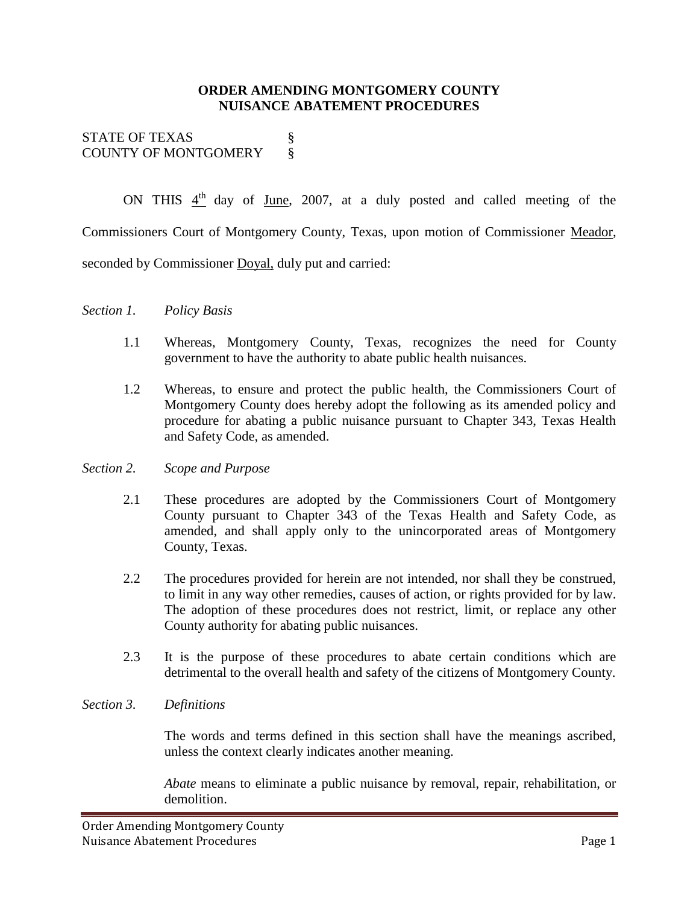**ORDER AMENDING MONTGOMERY COUNTY**
**NUISANCE ABATEMENT PROCEDURES**

STATE OF TEXAS §
COUNTY OF MONTGOMERY §

ON THIS 4th day of June, 2007, at a duly posted and called meeting of the Commissioners Court of Montgomery County, Texas, upon motion of Commissioner Meador, seconded by Commissioner Doyal, duly put and carried:

*Section 1. Policy Basis*

1.1 Whereas, Montgomery County, Texas, recognizes the need for County government to have the authority to abate public health nuisances.

1.2 Whereas, to ensure and protect the public health, the Commissioners Court of Montgomery County does hereby adopt the following as its amended policy and procedure for abating a public nuisance pursuant to Chapter 343, Texas Health and Safety Code, as amended.

*Section 2. Scope and Purpose*

2.1 These procedures are adopted by the Commissioners Court of Montgomery County pursuant to Chapter 343 of the Texas Health and Safety Code, as amended, and shall apply only to the unincorporated areas of Montgomery County, Texas.

2.2 The procedures provided for herein are not intended, nor shall they be construed, to limit in any way other remedies, causes of action, or rights provided for by law. The adoption of these procedures does not restrict, limit, or replace any other County authority for abating public nuisances.

2.3 It is the purpose of these procedures to abate certain conditions which are detrimental to the overall health and safety of the citizens of Montgomery County.

*Section 3. Definitions*

The words and terms defined in this section shall have the meanings ascribed, unless the context clearly indicates another meaning.

*Abate* means to eliminate a public nuisance by removal, repair, rehabilitation, or demolition.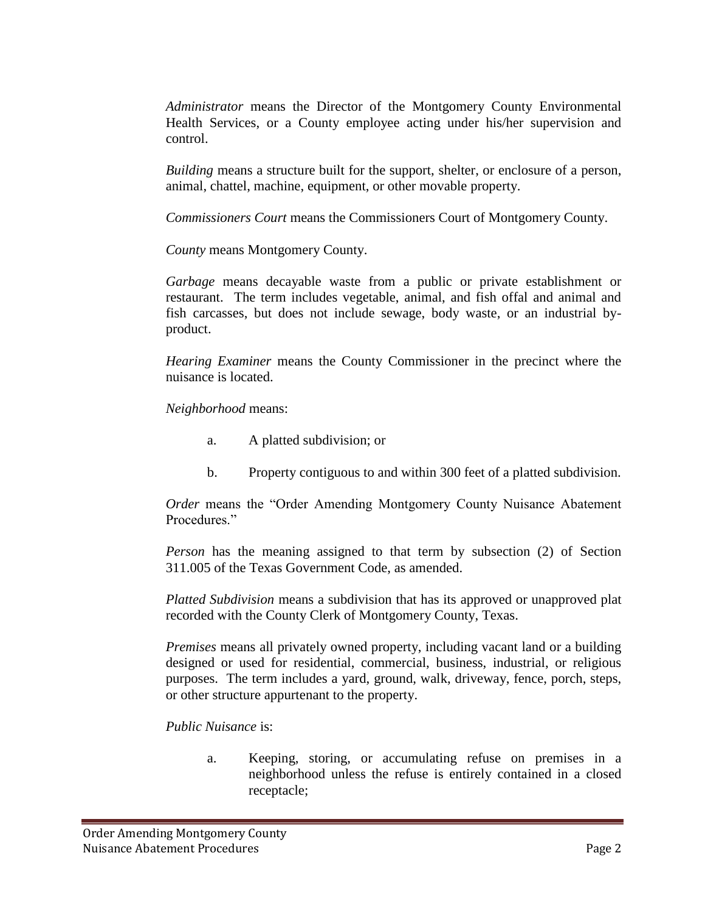*Administrator* means the Director of the Montgomery County Environmental Health Services, or a County employee acting under his/her supervision and control.

*Building* means a structure built for the support, shelter, or enclosure of a person, animal, chattel, machine, equipment, or other movable property.

*Commissioners Court* means the Commissioners Court of Montgomery County.

*County* means Montgomery County.

*Garbage* means decayable waste from a public or private establishment or restaurant. The term includes vegetable, animal, and fish offal and animal and fish carcasses, but does not include sewage, body waste, or an industrial by-product.

*Hearing Examiner* means the County Commissioner in the precinct where the nuisance is located.

*Neighborhood* means:

a. A platted subdivision; or

b. Property contiguous to and within 300 feet of a platted subdivision.

*Order* means the "Order Amending Montgomery County Nuisance Abatement Procedures."

*Person* has the meaning assigned to that term by subsection (2) of Section 311.005 of the Texas Government Code, as amended.

*Platted Subdivision* means a subdivision that has its approved or unapproved plat recorded with the County Clerk of Montgomery County, Texas.

*Premises* means all privately owned property, including vacant land or a building designed or used for residential, commercial, business, industrial, or religious purposes. The term includes a yard, ground, walk, driveway, fence, porch, steps, or other structure appurtenant to the property.

*Public Nuisance* is:

a. Keeping, storing, or accumulating refuse on premises in a neighborhood unless the refuse is entirely contained in a closed receptacle;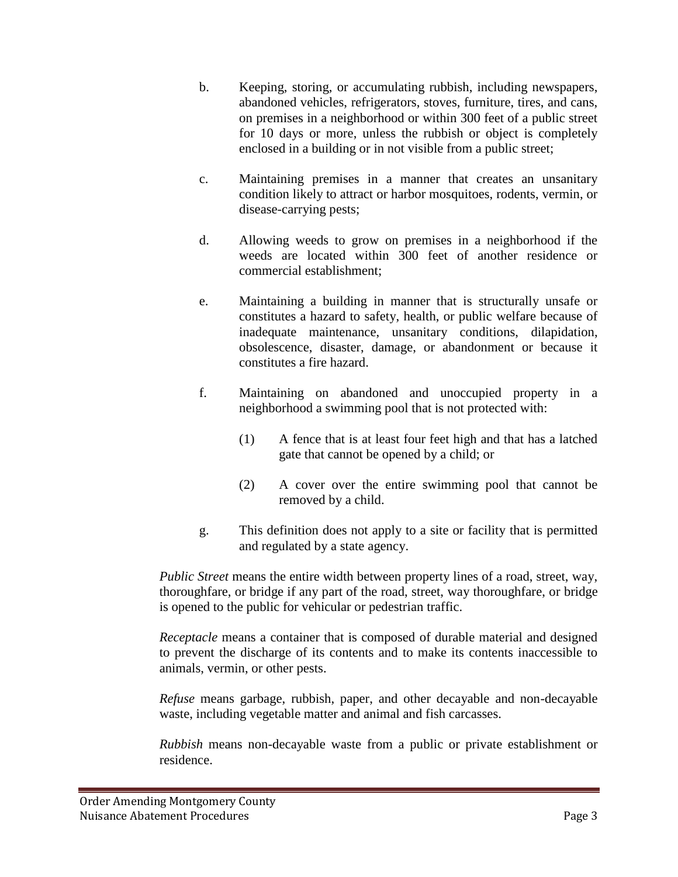b. Keeping, storing, or accumulating rubbish, including newspapers, abandoned vehicles, refrigerators, stoves, furniture, tires, and cans, on premises in a neighborhood or within 300 feet of a public street for 10 days or more, unless the rubbish or object is completely enclosed in a building or in not visible from a public street;

c. Maintaining premises in a manner that creates an unsanitary condition likely to attract or harbor mosquitoes, rodents, vermin, or disease-carrying pests;

d. Allowing weeds to grow on premises in a neighborhood if the weeds are located within 300 feet of another residence or commercial establishment;

e. Maintaining a building in manner that is structurally unsafe or constitutes a hazard to safety, health, or public welfare because of inadequate maintenance, unsanitary conditions, dilapidation, obsolescence, disaster, damage, or abandonment or because it constitutes a fire hazard.

f. Maintaining on abandoned and unoccupied property in a neighborhood a swimming pool that is not protected with:

   (1) A fence that is at least four feet high and that has a latched gate that cannot be opened by a child; or

   (2) A cover over the entire swimming pool that cannot be removed by a child.

g. This definition does not apply to a site or facility that is permitted and regulated by a state agency.

*Public Street* means the entire width between property lines of a road, street, way, thoroughfare, or bridge if any part of the road, street, way thoroughfare, or bridge is opened to the public for vehicular or pedestrian traffic.

*Receptacle* means a container that is composed of durable material and designed to prevent the discharge of its contents and to make its contents inaccessible to animals, vermin, or other pests.

*Refuse* means garbage, rubbish, paper, and other decayable and non-decayable waste, including vegetable matter and animal and fish carcasses.

*Rubbish* means non-decayable waste from a public or private establishment or residence.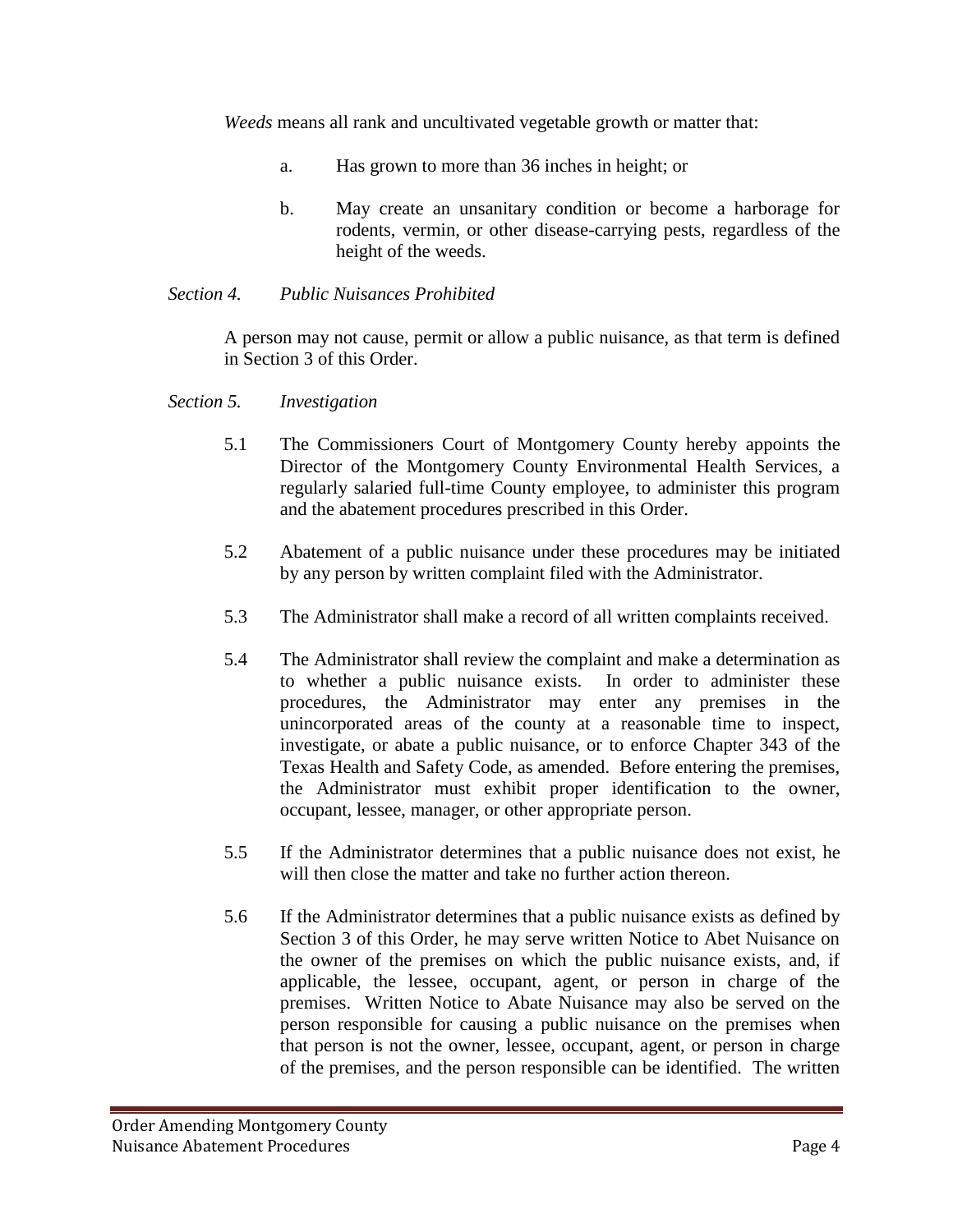*Weeds* means all rank and uncultivated vegetable growth or matter that:

a. Has grown to more than 36 inches in height; or

b. May create an unsanitary condition or become a harborage for rodents, vermin, or other disease-carrying pests, regardless of the height of the weeds.

*Section 4. Public Nuisances Prohibited*

A person may not cause, permit or allow a public nuisance, as that term is defined in Section 3 of this Order.

*Section 5. Investigation*

5.1 The Commissioners Court of Montgomery County hereby appoints the Director of the Montgomery County Environmental Health Services, a regularly salaried full-time County employee, to administer this program and the abatement procedures prescribed in this Order.

5.2 Abatement of a public nuisance under these procedures may be initiated by any person by written complaint filed with the Administrator.

5.3 The Administrator shall make a record of all written complaints received.

5.4 The Administrator shall review the complaint and make a determination as to whether a public nuisance exists. In order to administer these procedures, the Administrator may enter any premises in the unincorporated areas of the county at a reasonable time to inspect, investigate, or abate a public nuisance, or to enforce Chapter 343 of the Texas Health and Safety Code, as amended. Before entering the premises, the Administrator must exhibit proper identification to the owner, occupant, lessee, manager, or other appropriate person.

5.5 If the Administrator determines that a public nuisance does not exist, he will then close the matter and take no further action thereon.

5.6 If the Administrator determines that a public nuisance exists as defined by Section 3 of this Order, he may serve written Notice to Abet Nuisance on the owner of the premises on which the public nuisance exists, and, if applicable, the lessee, occupant, agent, or person in charge of the premises. Written Notice to Abate Nuisance may also be served on the person responsible for causing a public nuisance on the premises when that person is not the owner, lessee, occupant, agent, or person in charge of the premises, and the person responsible can be identified. The written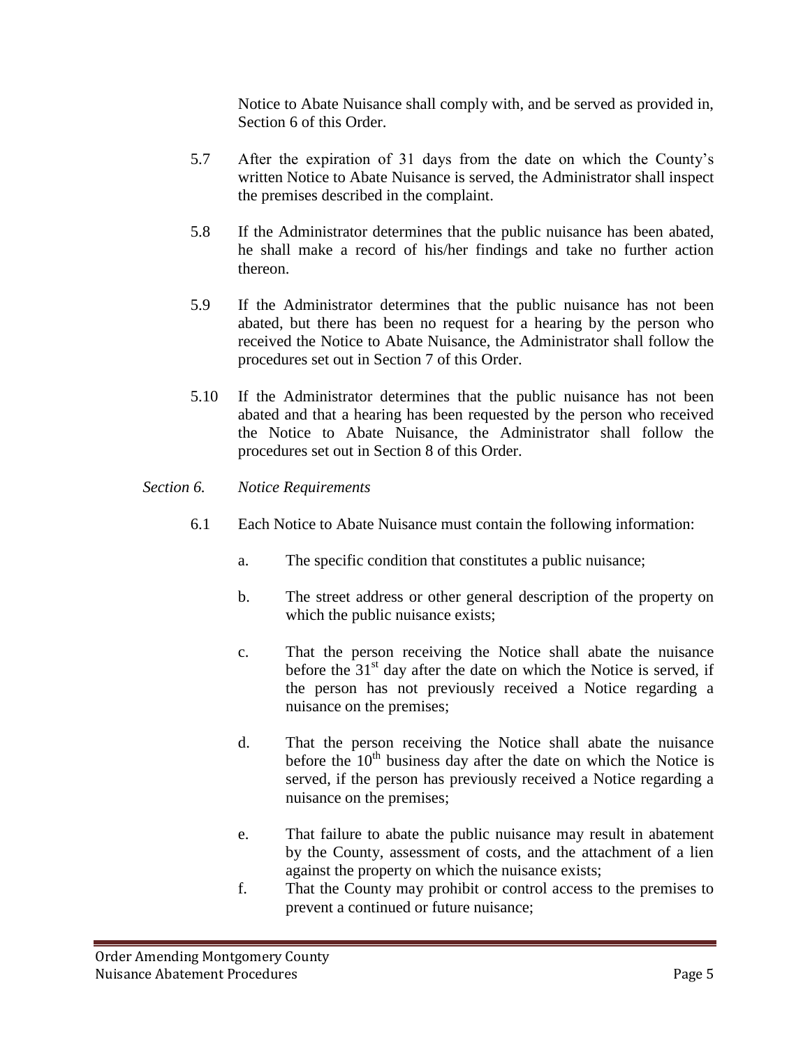Notice to Abate Nuisance shall comply with, and be served as provided in, Section 6 of this Order.

5.7 After the expiration of 31 days from the date on which the County's written Notice to Abate Nuisance is served, the Administrator shall inspect the premises described in the complaint.

5.8 If the Administrator determines that the public nuisance has been abated, he shall make a record of his/her findings and take no further action thereon.

5.9 If the Administrator determines that the public nuisance has not been abated, but there has been no request for a hearing by the person who received the Notice to Abate Nuisance, the Administrator shall follow the procedures set out in Section 7 of this Order.

5.10 If the Administrator determines that the public nuisance has not been abated and that a hearing has been requested by the person who received the Notice to Abate Nuisance, the Administrator shall follow the procedures set out in Section 8 of this Order.

*Section 6. Notice Requirements*

6.1 Each Notice to Abate Nuisance must contain the following information:

a. The specific condition that constitutes a public nuisance;

b. The street address or other general description of the property on which the public nuisance exists;

c. That the person receiving the Notice shall abate the nuisance before the 31st day after the date on which the Notice is served, if the person has not previously received a Notice regarding a nuisance on the premises;

d. That the person receiving the Notice shall abate the nuisance before the 10th business day after the date on which the Notice is served, if the person has previously received a Notice regarding a nuisance on the premises;

e. That failure to abate the public nuisance may result in abatement by the County, assessment of costs, and the attachment of a lien against the property on which the nuisance exists;

f. That the County may prohibit or control access to the premises to prevent a continued or future nuisance;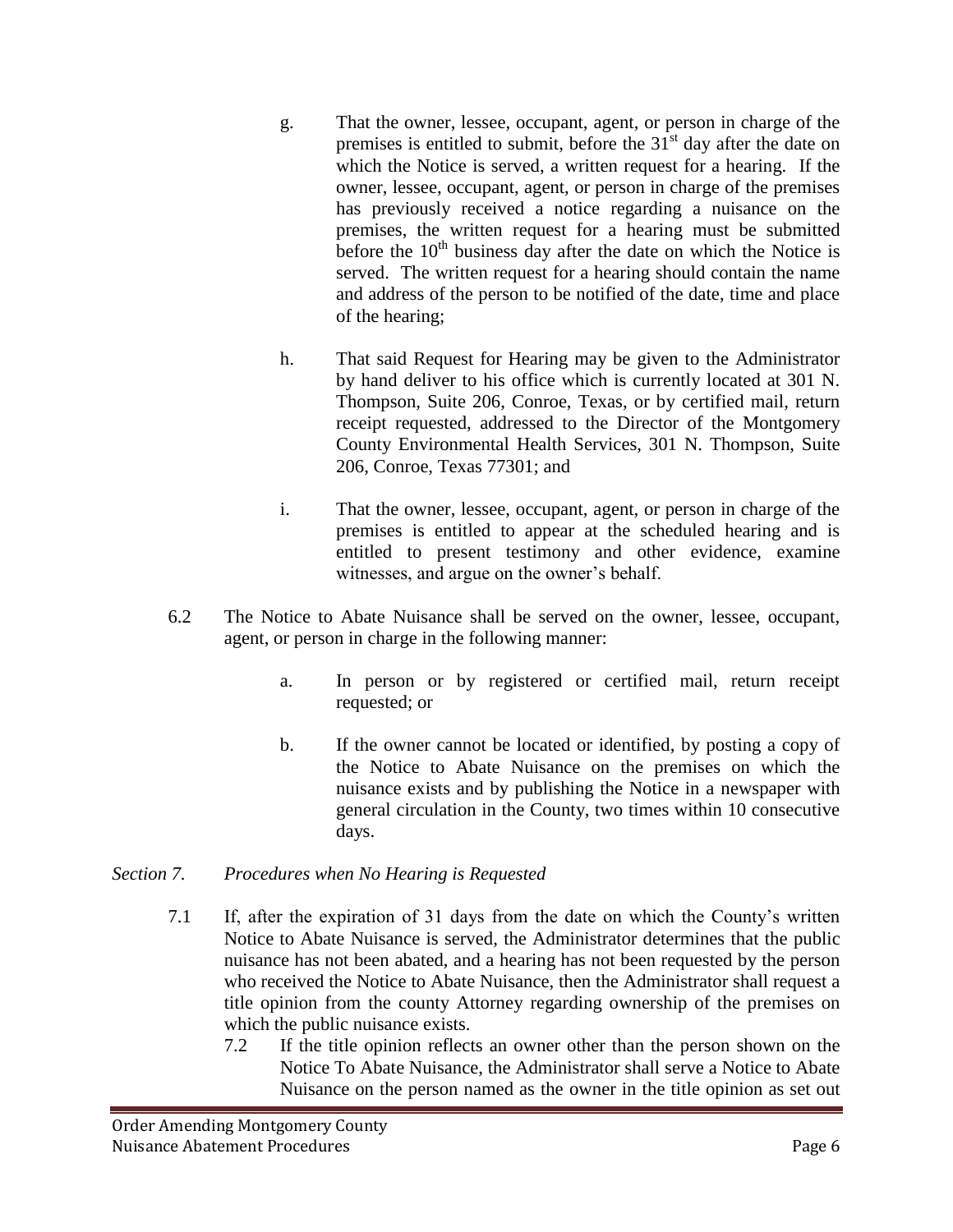g. That the owner, lessee, occupant, agent, or person in charge of the premises is entitled to submit, before the 31st day after the date on which the Notice is served, a written request for a hearing. If the owner, lessee, occupant, agent, or person in charge of the premises has previously received a notice regarding a nuisance on the premises, the written request for a hearing must be submitted before the 10th business day after the date on which the Notice is served. The written request for a hearing should contain the name and address of the person to be notified of the date, time and place of the hearing;

h. That said Request for Hearing may be given to the Administrator by hand deliver to his office which is currently located at 301 N. Thompson, Suite 206, Conroe, Texas, or by certified mail, return receipt requested, addressed to the Director of the Montgomery County Environmental Health Services, 301 N. Thompson, Suite 206, Conroe, Texas 77301; and

i. That the owner, lessee, occupant, agent, or person in charge of the premises is entitled to appear at the scheduled hearing and is entitled to present testimony and other evidence, examine witnesses, and argue on the owner's behalf.

6.2 The Notice to Abate Nuisance shall be served on the owner, lessee, occupant, agent, or person in charge in the following manner:

a. In person or by registered or certified mail, return receipt requested; or

b. If the owner cannot be located or identified, by posting a copy of the Notice to Abate Nuisance on the premises on which the nuisance exists and by publishing the Notice in a newspaper with general circulation in the County, two times within 10 consecutive days.

*Section 7. Procedures when No Hearing is Requested*

7.1 If, after the expiration of 31 days from the date on which the County's written Notice to Abate Nuisance is served, the Administrator determines that the public nuisance has not been abated, and a hearing has not been requested by the person who received the Notice to Abate Nuisance, then the Administrator shall request a title opinion from the county Attorney regarding ownership of the premises on which the public nuisance exists.

7.2 If the title opinion reflects an owner other than the person shown on the Notice To Abate Nuisance, the Administrator shall serve a Notice to Abate Nuisance on the person named as the owner in the title opinion as set out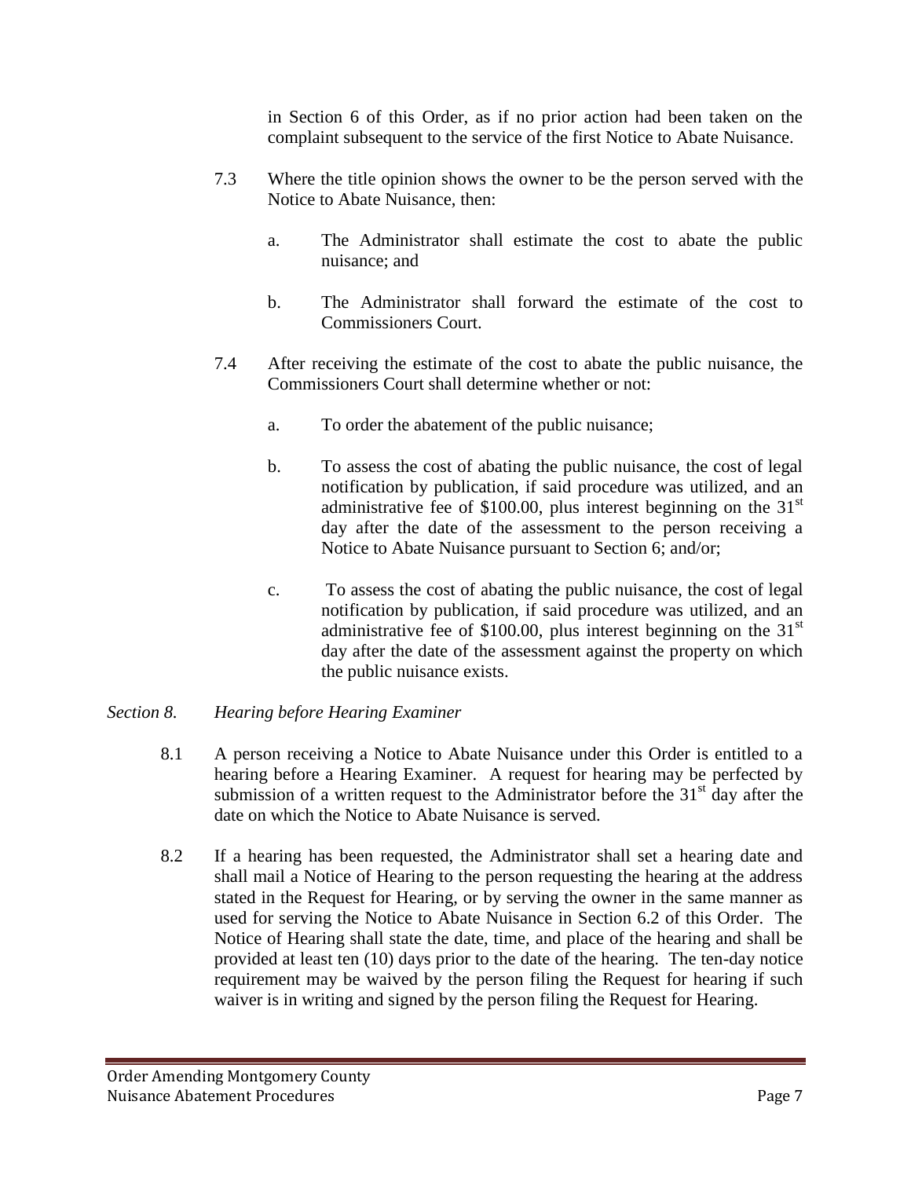in Section 6 of this Order, as if no prior action had been taken on the complaint subsequent to the service of the first Notice to Abate Nuisance.

7.3 Where the title opinion shows the owner to be the person served with the Notice to Abate Nuisance, then:

a. The Administrator shall estimate the cost to abate the public nuisance; and

b. The Administrator shall forward the estimate of the cost to Commissioners Court.

7.4 After receiving the estimate of the cost to abate the public nuisance, the Commissioners Court shall determine whether or not:

a. To order the abatement of the public nuisance;

b. To assess the cost of abating the public nuisance, the cost of legal notification by publication, if said procedure was utilized, and an administrative fee of $100.00, plus interest beginning on the 31st day after the date of the assessment to the person receiving a Notice to Abate Nuisance pursuant to Section 6; and/or;

c. To assess the cost of abating the public nuisance, the cost of legal notification by publication, if said procedure was utilized, and an administrative fee of $100.00, plus interest beginning on the 31st day after the date of the assessment against the property on which the public nuisance exists.

*Section 8. Hearing before Hearing Examiner*

8.1 A person receiving a Notice to Abate Nuisance under this Order is entitled to a hearing before a Hearing Examiner. A request for hearing may be perfected by submission of a written request to the Administrator before the 31st day after the date on which the Notice to Abate Nuisance is served.

8.2 If a hearing has been requested, the Administrator shall set a hearing date and shall mail a Notice of Hearing to the person requesting the hearing at the address stated in the Request for Hearing, or by serving the owner in the same manner as used for serving the Notice to Abate Nuisance in Section 6.2 of this Order. The Notice of Hearing shall state the date, time, and place of the hearing and shall be provided at least ten (10) days prior to the date of the hearing. The ten-day notice requirement may be waived by the person filing the Request for hearing if such waiver is in writing and signed by the person filing the Request for Hearing.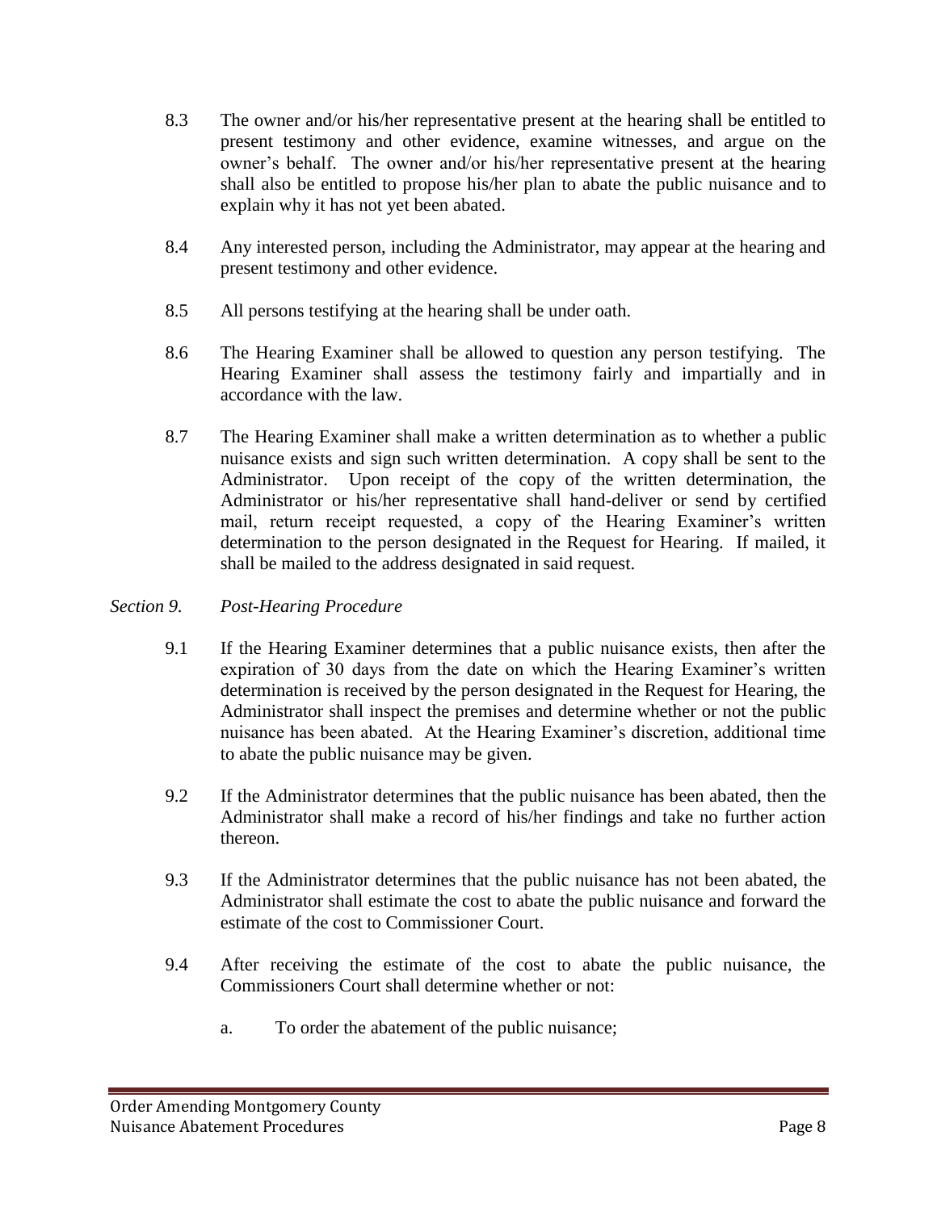8.3 The owner and/or his/her representative present at the hearing shall be entitled to present testimony and other evidence, examine witnesses, and argue on the owner's behalf. The owner and/or his/her representative present at the hearing shall also be entitled to propose his/her plan to abate the public nuisance and to explain why it has not yet been abated.

8.4 Any interested person, including the Administrator, may appear at the hearing and present testimony and other evidence.

8.5 All persons testifying at the hearing shall be under oath.

8.6 The Hearing Examiner shall be allowed to question any person testifying. The Hearing Examiner shall assess the testimony fairly and impartially and in accordance with the law.

8.7 The Hearing Examiner shall make a written determination as to whether a public nuisance exists and sign such written determination. A copy shall be sent to the Administrator. Upon receipt of the copy of the written determination, the Administrator or his/her representative shall hand-deliver or send by certified mail, return receipt requested, a copy of the Hearing Examiner's written determination to the person designated in the Request for Hearing. If mailed, it shall be mailed to the address designated in said request.

*Section 9. Post-Hearing Procedure*

9.1 If the Hearing Examiner determines that a public nuisance exists, then after the expiration of 30 days from the date on which the Hearing Examiner's written determination is received by the person designated in the Request for Hearing, the Administrator shall inspect the premises and determine whether or not the public nuisance has been abated. At the Hearing Examiner's discretion, additional time to abate the public nuisance may be given.

9.2 If the Administrator determines that the public nuisance has been abated, then the Administrator shall make a record of his/her findings and take no further action thereon.

9.3 If the Administrator determines that the public nuisance has not been abated, the Administrator shall estimate the cost to abate the public nuisance and forward the estimate of the cost to Commissioner Court.

9.4 After receiving the estimate of the cost to abate the public nuisance, the Commissioners Court shall determine whether or not:

a. To order the abatement of the public nuisance;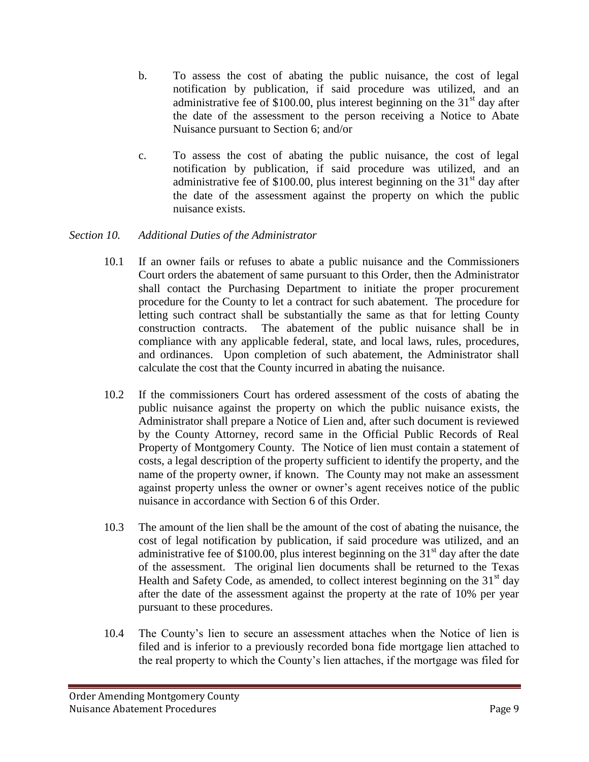b. To assess the cost of abating the public nuisance, the cost of legal notification by publication, if said procedure was utilized, and an administrative fee of $100.00, plus interest beginning on the 31st day after the date of the assessment to the person receiving a Notice to Abate Nuisance pursuant to Section 6; and/or

c. To assess the cost of abating the public nuisance, the cost of legal notification by publication, if said procedure was utilized, and an administrative fee of $100.00, plus interest beginning on the 31st day after the date of the assessment against the property on which the public nuisance exists.

*Section 10. Additional Duties of the Administrator*

10.1 If an owner fails or refuses to abate a public nuisance and the Commissioners Court orders the abatement of same pursuant to this Order, then the Administrator shall contact the Purchasing Department to initiate the proper procurement procedure for the County to let a contract for such abatement. The procedure for letting such contract shall be substantially the same as that for letting County construction contracts. The abatement of the public nuisance shall be in compliance with any applicable federal, state, and local laws, rules, procedures, and ordinances. Upon completion of such abatement, the Administrator shall calculate the cost that the County incurred in abating the nuisance.

10.2 If the commissioners Court has ordered assessment of the costs of abating the public nuisance against the property on which the public nuisance exists, the Administrator shall prepare a Notice of Lien and, after such document is reviewed by the County Attorney, record same in the Official Public Records of Real Property of Montgomery County. The Notice of lien must contain a statement of costs, a legal description of the property sufficient to identify the property, and the name of the property owner, if known. The County may not make an assessment against property unless the owner or owner's agent receives notice of the public nuisance in accordance with Section 6 of this Order.

10.3 The amount of the lien shall be the amount of the cost of abating the nuisance, the cost of legal notification by publication, if said procedure was utilized, and an administrative fee of $100.00, plus interest beginning on the 31st day after the date of the assessment. The original lien documents shall be returned to the Texas Health and Safety Code, as amended, to collect interest beginning on the 31st day after the date of the assessment against the property at the rate of 10% per year pursuant to these procedures.

10.4 The County's lien to secure an assessment attaches when the Notice of lien is filed and is inferior to a previously recorded bona fide mortgage lien attached to the real property to which the County's lien attaches, if the mortgage was filed for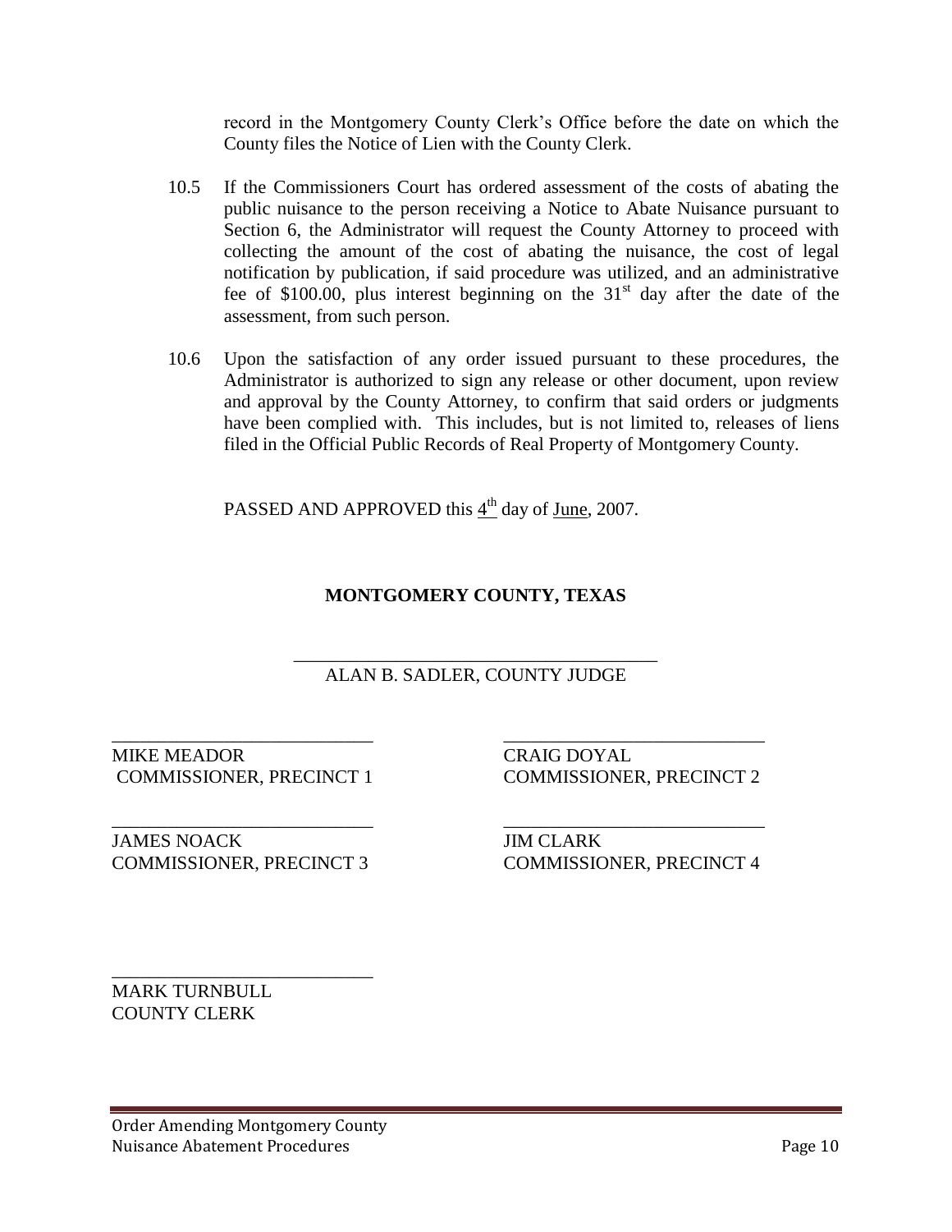record in the Montgomery County Clerk's Office before the date on which the County files the Notice of Lien with the County Clerk.

10.5 If the Commissioners Court has ordered assessment of the costs of abating the public nuisance to the person receiving a Notice to Abate Nuisance pursuant to Section 6, the Administrator will request the County Attorney to proceed with collecting the amount of the cost of abating the nuisance, the cost of legal notification by publication, if said procedure was utilized, and an administrative fee of $100.00, plus interest beginning on the 31st day after the date of the assessment, from such person.

10.6 Upon the satisfaction of any order issued pursuant to these procedures, the Administrator is authorized to sign any release or other document, upon review and approval by the County Attorney, to confirm that said orders or judgments have been complied with. This includes, but is not limited to, releases of liens filed in the Official Public Records of Real Property of Montgomery County.

PASSED AND APPROVED this 4th day of June, 2007.

**MONTGOMERY COUNTY, TEXAS**

\_\_\_\_\_\_\_\_\_\_\_\_\_\_\_\_\_\_\_\_\_\_\_\_\_\_\_\_\_\_\_\_\_\_\_\_\_\_
ALAN B. SADLER, COUNTY JUDGE

\_\_\_\_\_\_\_\_\_\_\_\_\_\_\_\_\_\_\_\_\_\_\_\_\_\_\_\_
MIKE MEADOR
COMMISSIONER, PRECINCT 1

\_\_\_\_\_\_\_\_\_\_\_\_\_\_\_\_\_\_\_\_\_\_\_\_\_\_\_\_
CRAIG DOYAL
COMMISSIONER, PRECINCT 2

\_\_\_\_\_\_\_\_\_\_\_\_\_\_\_\_\_\_\_\_\_\_\_\_\_\_\_\_
JAMES NOACK
COMMISSIONER, PRECINCT 3

\_\_\_\_\_\_\_\_\_\_\_\_\_\_\_\_\_\_\_\_\_\_\_\_\_\_\_\_
JIM CLARK
COMMISSIONER, PRECINCT 4

\_\_\_\_\_\_\_\_\_\_\_\_\_\_\_\_\_\_\_\_\_\_\_\_\_\_\_\_
MARK TURNBULL
COUNTY CLERK